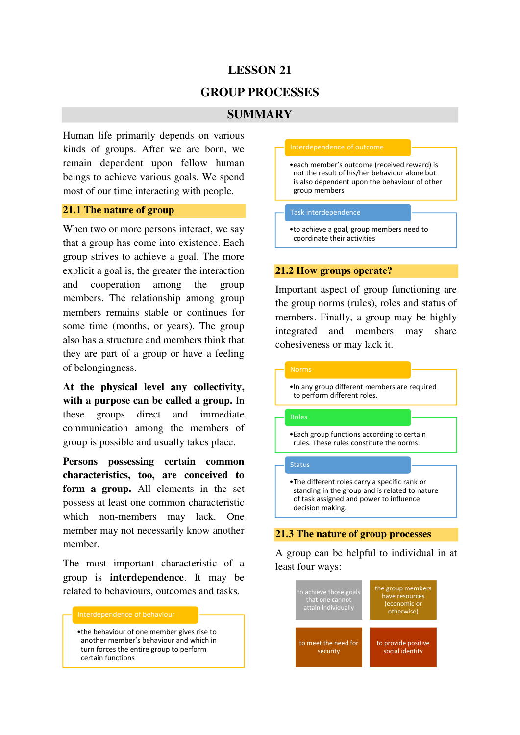# LESSON 21

# GROUP PROCESSES

## SUMMARY

Human life primarily depends on various kinds of groups. After we are born, we remain dependent upon fellow human beings to achieve various goals. We spend most of our time interacting with people.

### 21.1 The nature of group

When two or more persons interact, we say that a group has come into existence. Each group strives to achieve a goal. The more explicit a goal is, the greater the interaction and cooperation among the group members. The relationship among group members remains stable or continues for some time (months, or years). The group also has a structure and members think that they are part of a group or have a feeling of belongingness.

**At the physical level any collectivity, with a purpose can be called a group.** In these groups direct and immediate communication among the members of group is possible and usually takes place.

**Persons possessing certain common characteristics, too, are conceived to form a group.** All elements in the set possess at least one common characteristic which non-members may lack. One member may not necessarily know another member.

The most important characteristic of a group is **interdependence**. It may be related to behaviours, outcomes and tasks.

**Interdependence of behaviour**

- the behaviour of one member gives rise to another member's behaviour and which in turn forces the entire group to perform certain functions

**Interdependence of outcome**

- each member's outcome (received reward) is not the result of his/her behaviour alone but is also dependent upon the behaviour of other group members

**Task interdependence**

- to achieve a goal, group members need to coordinate their activities

### 21.2 How groups operate?

Important aspect of group functioning are the group norms (rules), roles and status of members. Finally, a group may be highly integrated and members may share cohesiveness or may lack it.

**Norms**

- In any group different members are required to perform different roles.

**Roles**

- Each group functions according to certain rules. These rules constitute the norms.

**Status**

- The different roles carry a specific rank or standing in the group and is related to nature of task assigned and power to influence decision making.

### 21.3 The nature of group processes

A group can be helpful to individual in at least four ways:

- to achieve those goals that one cannot attain individually
- the group members have resources (economic or otherwise)
- to meet the need for security
- to provide positive social identity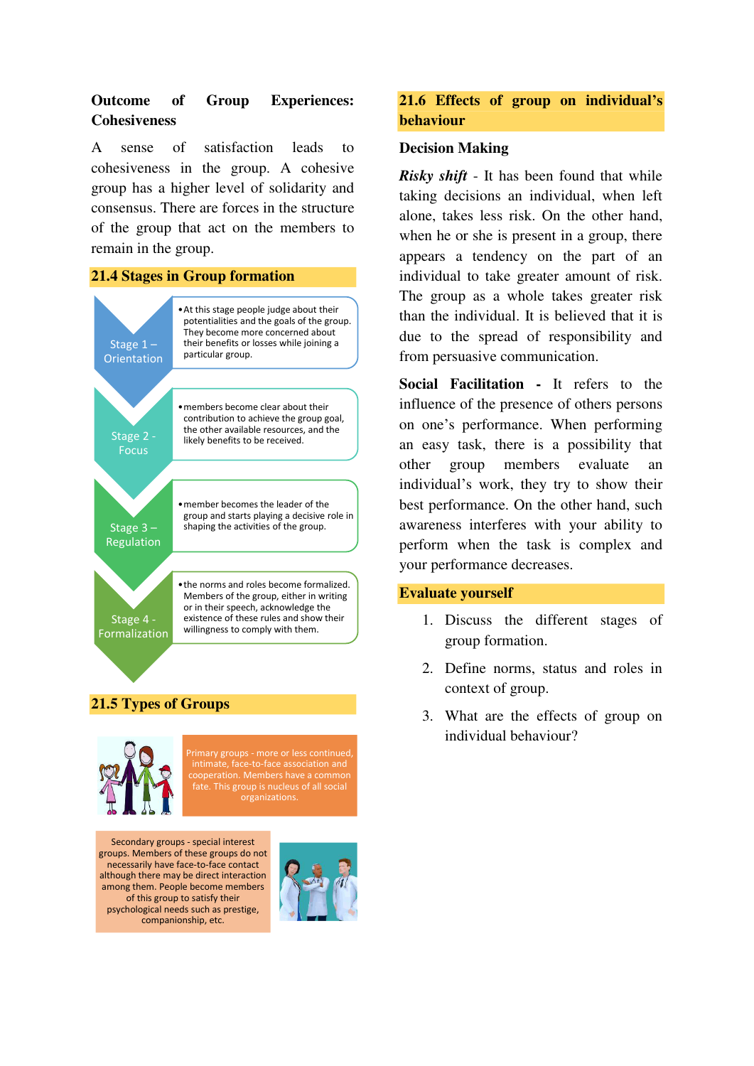**Outcome of Group Experiences: Cohesiveness**

A sense of satisfaction leads to cohesiveness in the group. A cohesive group has a higher level of solidarity and consensus. There are forces in the structure of the group that act on the members to remain in the group.

## 21.4 Stages in Group formation

**Stage 1 – Orientation**

- At this stage people judge about their potentialities and the goals of the group. They become more concerned about their benefits or losses while joining a particular group.

**Stage 2 - Focus**

- members become clear about their contribution to achieve the group goal, the other available resources, and the likely benefits to be received.

**Stage 3 – Regulation**

- member becomes the leader of the group and starts playing a decisive role in shaping the activities of the group.

**Stage 4 - Formalization**

- the norms and roles become formalized. Members of the group, either in writing or in their speech, acknowledge the existence of these rules and show their willingness to comply with them.

## 21.5 Types of Groups

Primary groups - more or less continued, intimate, face-to-face association and cooperation. Members have a common fate. This group is nucleus of all social organizations.

Secondary groups - special interest groups. Members of these groups do not necessarily have face-to-face contact although there may be direct interaction among them. People become members of this group to satisfy their psychological needs such as prestige, companionship, etc.

## 21.6 Effects of group on individual's behaviour

### Decision Making

***Risky shift*** - It has been found that while taking decisions an individual, when left alone, takes less risk. On the other hand, when he or she is present in a group, there appears a tendency on the part of an individual to take greater amount of risk. The group as a whole takes greater risk than the individual. It is believed that it is due to the spread of responsibility and from persuasive communication.

**Social Facilitation -** It refers to the influence of the presence of others persons on one's performance. When performing an easy task, there is a possibility that other group members evaluate an individual's work, they try to show their best performance. On the other hand, such awareness interferes with your ability to perform when the task is complex and your performance decreases.

## Evaluate yourself

1. Discuss the different stages of group formation.
2. Define norms, status and roles in context of group.
3. What are the effects of group on individual behaviour?